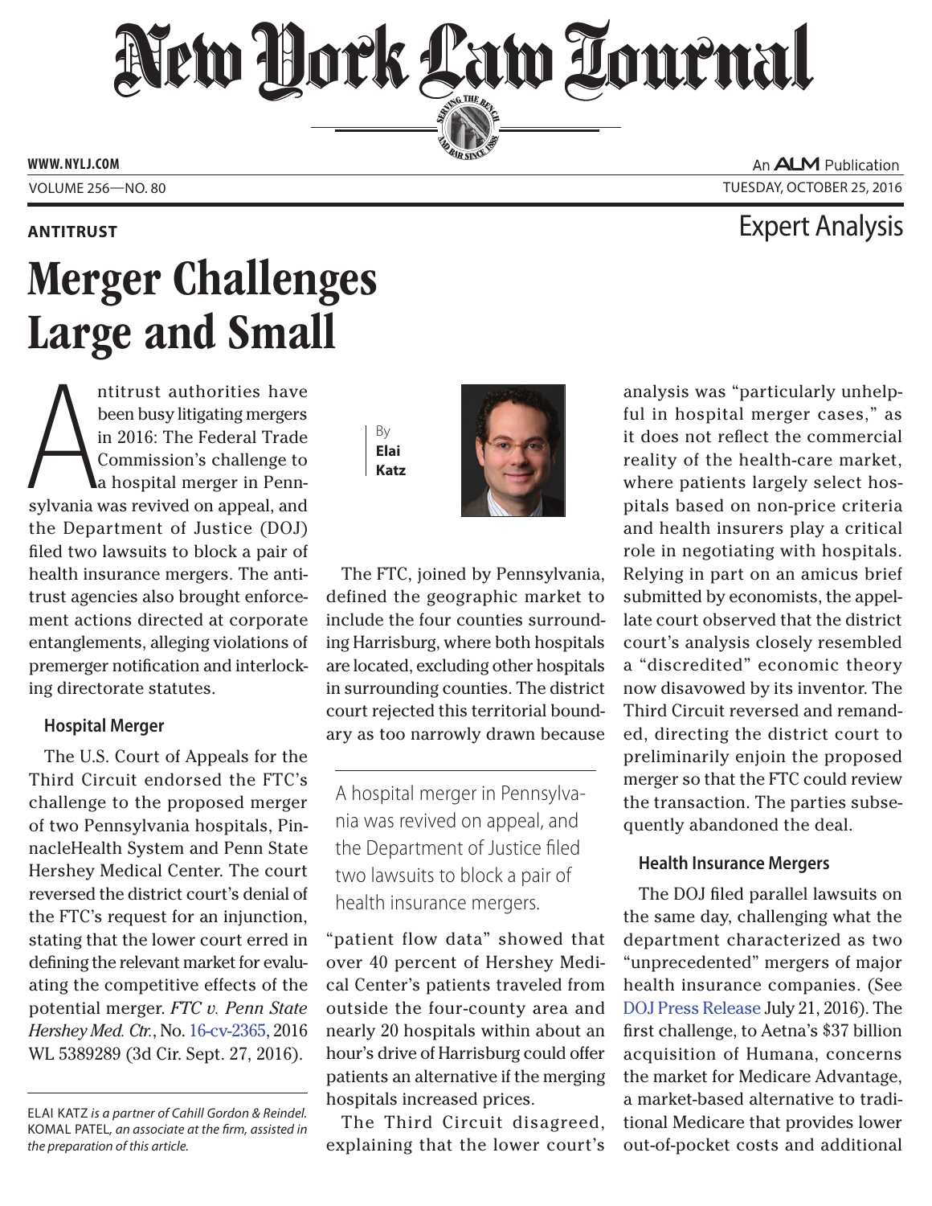# New York Law Journal

WWW.NYLJ.COM

An ALM Publication

VOLUME 256—NO. 80

TUESDAY, OCTOBER 25, 2016

**ANTITRUST**

Expert Analysis

# Merger Challenges Large and Small

By **Elai Katz**

Antitrust authorities have been busy litigating mergers in 2016: The Federal Trade Commission's challenge to a hospital merger in Pennsylvania was revived on appeal, and the Department of Justice (DOJ) filed two lawsuits to block a pair of health insurance mergers. The antitrust agencies also brought enforcement actions directed at corporate entanglements, alleging violations of premerger notification and interlocking directorate statutes.

### Hospital Merger

The U.S. Court of Appeals for the Third Circuit endorsed the FTC's challenge to the proposed merger of two Pennsylvania hospitals, PinnacleHealth System and Penn State Hershey Medical Center. The court reversed the district court's denial of the FTC's request for an injunction, stating that the lower court erred in defining the relevant market for evaluating the competitive effects of the potential merger. *FTC v. Penn State Hershey Med. Ctr.*, No. 16-cv-2365, 2016 WL 5389289 (3d Cir. Sept. 27, 2016).

The FTC, joined by Pennsylvania, defined the geographic market to include the four counties surrounding Harrisburg, where both hospitals are located, excluding other hospitals in surrounding counties. The district court rejected this territorial boundary as too narrowly drawn because "patient flow data" showed that over 40 percent of Hershey Medical Center's patients traveled from outside the four-county area and nearly 20 hospitals within about an hour's drive of Harrisburg could offer patients an alternative if the merging hospitals increased prices.

> A hospital merger in Pennsylvania was revived on appeal, and the Department of Justice filed two lawsuits to block a pair of health insurance mergers.

The Third Circuit disagreed, explaining that the lower court's analysis was "particularly unhelpful in hospital merger cases," as it does not reflect the commercial reality of the health-care market, where patients largely select hospitals based on non-price criteria and health insurers play a critical role in negotiating with hospitals. Relying in part on an amicus brief submitted by economists, the appellate court observed that the district court's analysis closely resembled a "discredited" economic theory now disavowed by its inventor. The Third Circuit reversed and remanded, directing the district court to preliminarily enjoin the proposed merger so that the FTC could review the transaction. The parties subsequently abandoned the deal.

### Health Insurance Mergers

The DOJ filed parallel lawsuits on the same day, challenging what the department characterized as two "unprecedented" mergers of major health insurance companies. (See DOJ Press Release July 21, 2016). The first challenge, to Aetna's $37 billion acquisition of Humana, concerns the market for Medicare Advantage, a market-based alternative to traditional Medicare that provides lower out-of-pocket costs and additional

---

ELAI KATZ *is a partner of Cahill Gordon & Reindel.* KOMAL PATEL, *an associate at the firm, assisted in the preparation of this article.*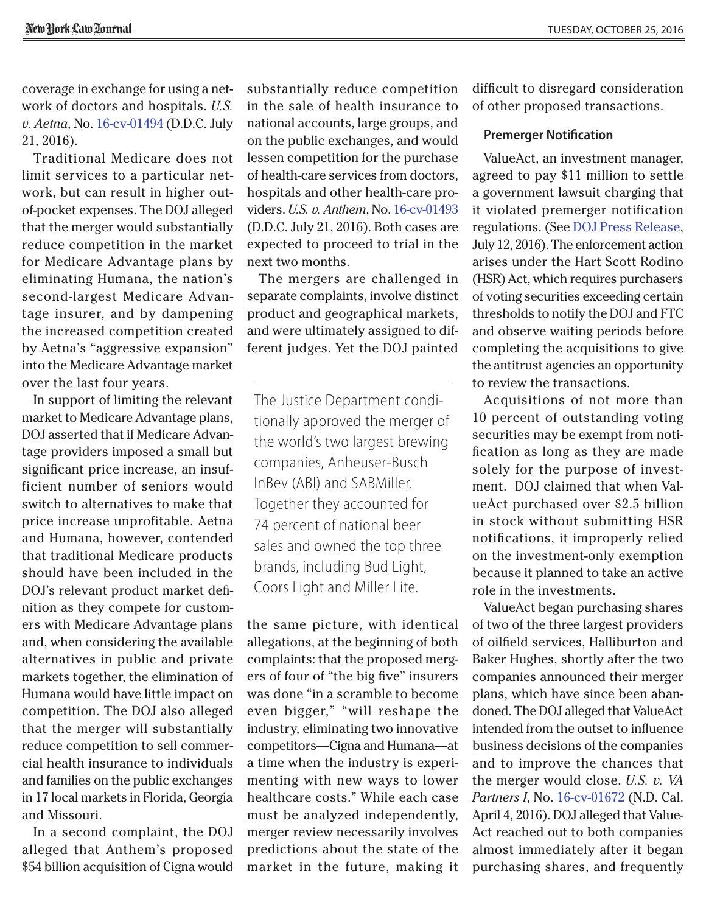coverage in exchange for using a network of doctors and hospitals. *U.S. v. Aetna*, No. 16-cv-01494 (D.D.C. July 21, 2016).

Traditional Medicare does not limit services to a particular network, but can result in higher out-of-pocket expenses. The DOJ alleged that the merger would substantially reduce competition in the market for Medicare Advantage plans by eliminating Humana, the nation's second-largest Medicare Advantage insurer, and by dampening the increased competition created by Aetna's "aggressive expansion" into the Medicare Advantage market over the last four years.

In support of limiting the relevant market to Medicare Advantage plans, DOJ asserted that if Medicare Advantage providers imposed a small but significant price increase, an insufficient number of seniors would switch to alternatives to make that price increase unprofitable. Aetna and Humana, however, contended that traditional Medicare products should have been included in the DOJ's relevant product market definition as they compete for customers with Medicare Advantage plans and, when considering the available alternatives in public and private markets together, the elimination of Humana would have little impact on competition. The DOJ also alleged that the merger will substantially reduce competition to sell commercial health insurance to individuals and families on the public exchanges in 17 local markets in Florida, Georgia and Missouri.

In a second complaint, the DOJ alleged that Anthem's proposed $54 billion acquisition of Cigna would substantially reduce competition in the sale of health insurance to national accounts, large groups, and on the public exchanges, and would lessen competition for the purchase of health-care services from doctors, hospitals and other health-care providers. *U.S. v. Anthem*, No. 16-cv-01493 (D.D.C. July 21, 2016). Both cases are expected to proceed to trial in the next two months.

The mergers are challenged in separate complaints, involve distinct product and geographical markets, and were ultimately assigned to different judges. Yet the DOJ painted the same picture, with identical allegations, at the beginning of both complaints: that the proposed mergers of four of "the big five" insurers was done "in a scramble to become even bigger," "will reshape the industry, eliminating two innovative competitors—Cigna and Humana—at a time when the industry is experimenting with new ways to lower healthcare costs." While each case must be analyzed independently, merger review necessarily involves predictions about the state of the market in the future, making it difficult to disregard consideration of other proposed transactions.

> The Justice Department conditionally approved the merger of the world's two largest brewing companies, Anheuser-Busch InBev (ABI) and SABMiller. Together they accounted for 74 percent of national beer sales and owned the top three brands, including Bud Light, Coors Light and Miller Lite.

### Premerger Notification

ValueAct, an investment manager, agreed to pay $11 million to settle a government lawsuit charging that it violated premerger notification regulations. (See DOJ Press Release, July 12, 2016). The enforcement action arises under the Hart Scott Rodino (HSR) Act, which requires purchasers of voting securities exceeding certain thresholds to notify the DOJ and FTC and observe waiting periods before completing the acquisitions to give the antitrust agencies an opportunity to review the transactions.

Acquisitions of not more than 10 percent of outstanding voting securities may be exempt from notification as long as they are made solely for the purpose of investment. DOJ claimed that when ValueAct purchased over $2.5 billion in stock without submitting HSR notifications, it improperly relied on the investment-only exemption because it planned to take an active role in the investments.

ValueAct began purchasing shares of two of the three largest providers of oilfield services, Halliburton and Baker Hughes, shortly after the two companies announced their merger plans, which have since been abandoned. The DOJ alleged that ValueAct intended from the outset to influence business decisions of the companies and to improve the chances that the merger would close. *U.S. v. VA Partners I*, No. 16-cv-01672 (N.D. Cal. April 4, 2016). DOJ alleged that ValueAct reached out to both companies almost immediately after it began purchasing shares, and frequently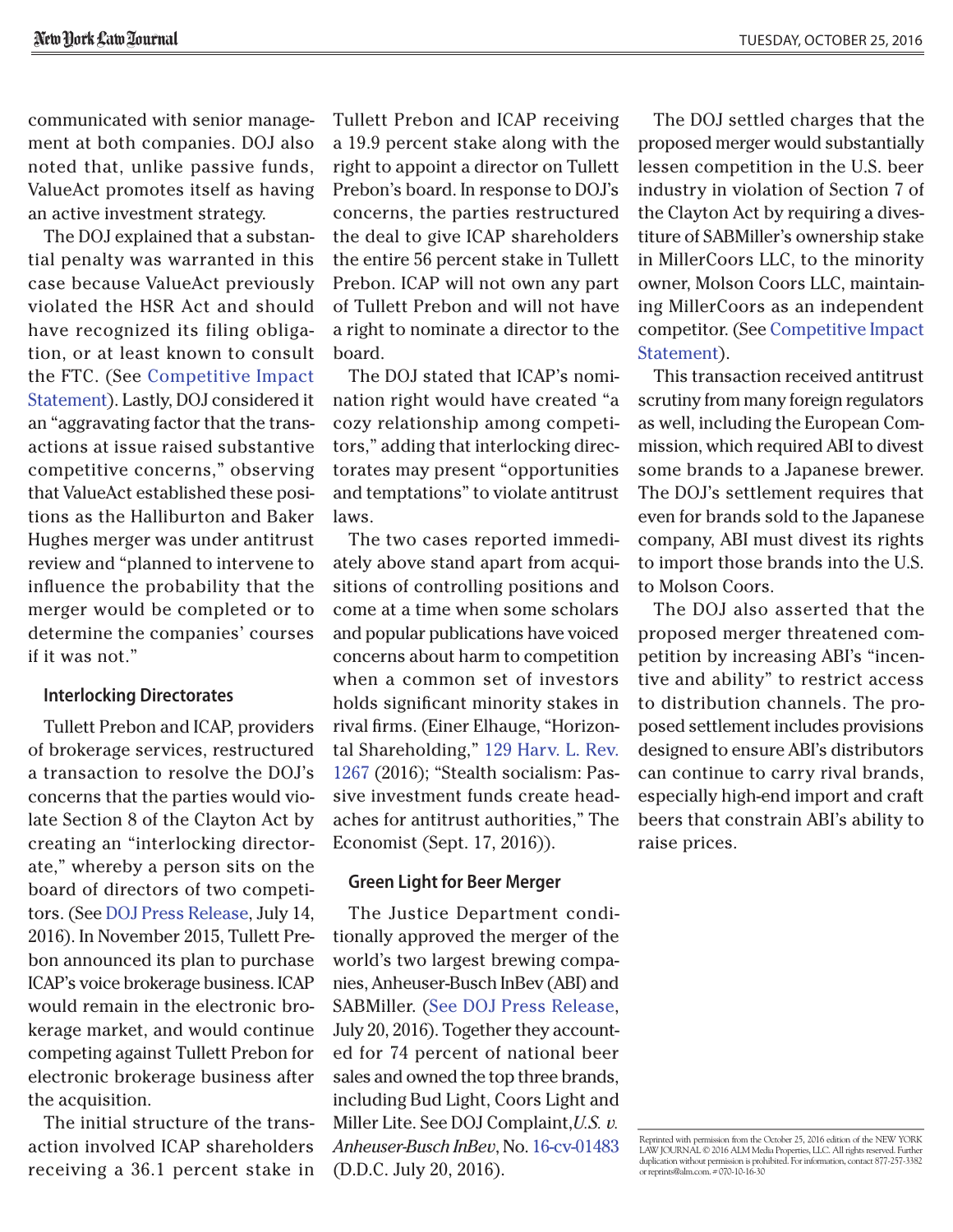communicated with senior management at both companies. DOJ also noted that, unlike passive funds, ValueAct promotes itself as having an active investment strategy.

The DOJ explained that a substantial penalty was warranted in this case because ValueAct previously violated the HSR Act and should have recognized its filing obligation, or at least known to consult the FTC. (See Competitive Impact Statement). Lastly, DOJ considered it an "aggravating factor that the transactions at issue raised substantive competitive concerns," observing that ValueAct established these positions as the Halliburton and Baker Hughes merger was under antitrust review and "planned to intervene to influence the probability that the merger would be completed or to determine the companies' courses if it was not."

### Interlocking Directorates

Tullett Prebon and ICAP, providers of brokerage services, restructured a transaction to resolve the DOJ's concerns that the parties would violate Section 8 of the Clayton Act by creating an "interlocking directorate," whereby a person sits on the board of directors of two competitors. (See DOJ Press Release, July 14, 2016). In November 2015, Tullett Prebon announced its plan to purchase ICAP's voice brokerage business. ICAP would remain in the electronic brokerage market, and would continue competing against Tullett Prebon for electronic brokerage business after the acquisition.

The initial structure of the transaction involved ICAP shareholders receiving a 36.1 percent stake in Tullett Prebon and ICAP receiving a 19.9 percent stake along with the right to appoint a director on Tullett Prebon's board. In response to DOJ's concerns, the parties restructured the deal to give ICAP shareholders the entire 56 percent stake in Tullett Prebon. ICAP will not own any part of Tullett Prebon and will not have a right to nominate a director to the board.

The DOJ stated that ICAP's nomination right would have created "a cozy relationship among competitors," adding that interlocking directorates may present "opportunities and temptations" to violate antitrust laws.

The two cases reported immediately above stand apart from acquisitions of controlling positions and come at a time when some scholars and popular publications have voiced concerns about harm to competition when a common set of investors holds significant minority stakes in rival firms. (Einer Elhauge, "Horizontal Shareholding," 129 Harv. L. Rev. 1267 (2016); "Stealth socialism: Passive investment funds create headaches for antitrust authorities," The Economist (Sept. 17, 2016)).

### Green Light for Beer Merger

The Justice Department conditionally approved the merger of the world's two largest brewing companies, Anheuser-Busch InBev (ABI) and SABMiller. (See DOJ Press Release, July 20, 2016). Together they accounted for 74 percent of national beer sales and owned the top three brands, including Bud Light, Coors Light and Miller Lite. See DOJ Complaint, *U.S. v. Anheuser-Busch InBev*, No. 16-cv-01483 (D.D.C. July 20, 2016).

The DOJ settled charges that the proposed merger would substantially lessen competition in the U.S. beer industry in violation of Section 7 of the Clayton Act by requiring a divestiture of SABMiller's ownership stake in MillerCoors LLC, to the minority owner, Molson Coors LLC, maintaining MillerCoors as an independent competitor. (See Competitive Impact Statement).

This transaction received antitrust scrutiny from many foreign regulators as well, including the European Commission, which required ABI to divest some brands to a Japanese brewer. The DOJ's settlement requires that even for brands sold to the Japanese company, ABI must divest its rights to import those brands into the U.S. to Molson Coors.

The DOJ also asserted that the proposed merger threatened competition by increasing ABI's "incentive and ability" to restrict access to distribution channels. The proposed settlement includes provisions designed to ensure ABI's distributors can continue to carry rival brands, especially high-end import and craft beers that constrain ABI's ability to raise prices.

Reprinted with permission from the October 25, 2016 edition of the NEW YORK LAW JOURNAL © 2016 ALM Media Properties, LLC. All rights reserved. Further duplication without permission is prohibited. For information, contact 877-257-3382 or reprints@alm.com. # 070-10-16-30